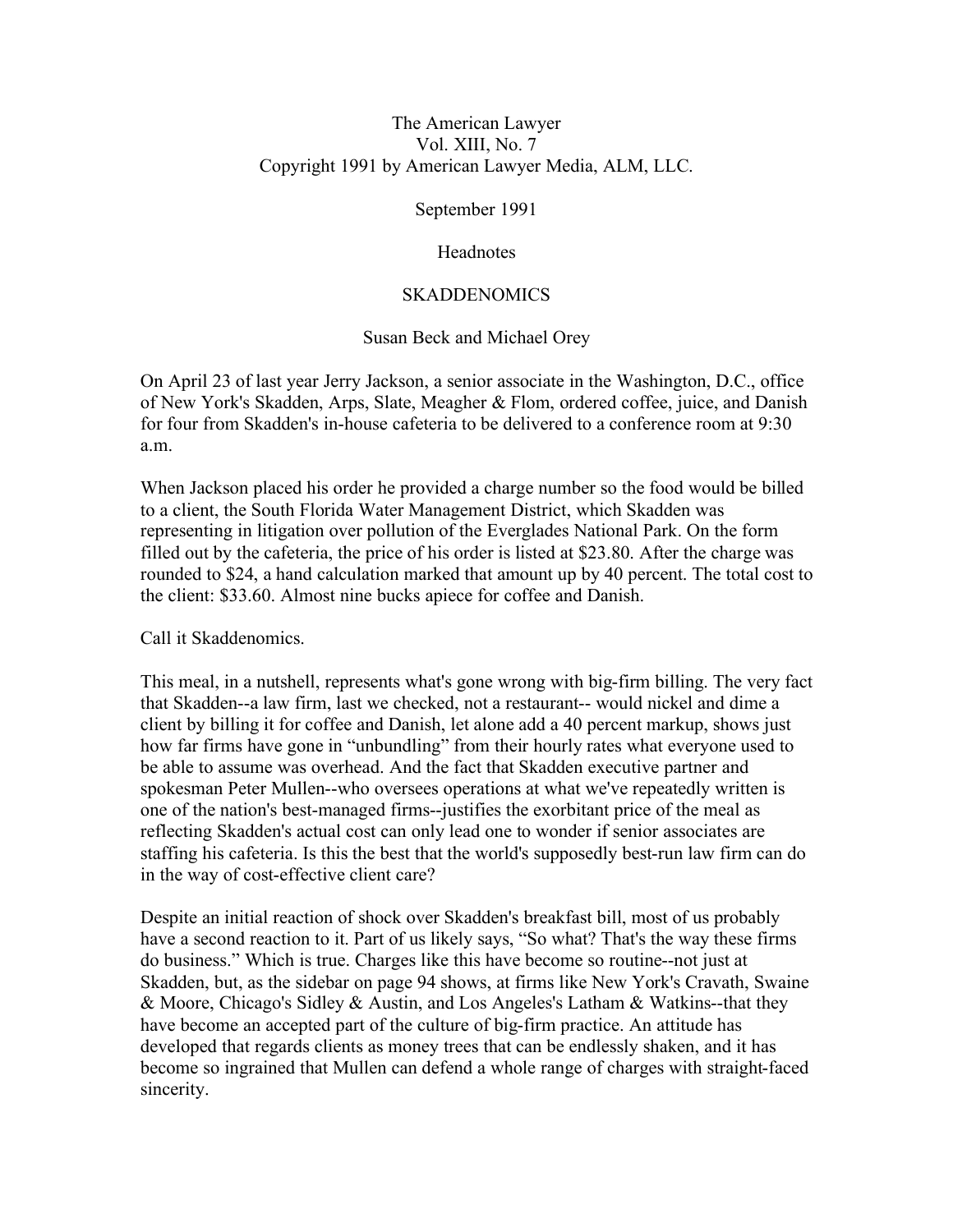The American Lawyer
Vol. XIII, No. 7
Copyright 1991 by American Lawyer Media, ALM, LLC.

September 1991

Headnotes

# SKADDENOMICS

Susan Beck and Michael Orey

On April 23 of last year Jerry Jackson, a senior associate in the Washington, D.C., office of New York's Skadden, Arps, Slate, Meagher & Flom, ordered coffee, juice, and Danish for four from Skadden's in-house cafeteria to be delivered to a conference room at 9:30 a.m.

When Jackson placed his order he provided a charge number so the food would be billed to a client, the South Florida Water Management District, which Skadden was representing in litigation over pollution of the Everglades National Park. On the form filled out by the cafeteria, the price of his order is listed at $23.80. After the charge was rounded to $24, a hand calculation marked that amount up by 40 percent. The total cost to the client: $33.60. Almost nine bucks apiece for coffee and Danish.

Call it Skaddenomics.

This meal, in a nutshell, represents what's gone wrong with big-firm billing. The very fact that Skadden--a law firm, last we checked, not a restaurant-- would nickel and dime a client by billing it for coffee and Danish, let alone add a 40 percent markup, shows just how far firms have gone in "unbundling" from their hourly rates what everyone used to be able to assume was overhead. And the fact that Skadden executive partner and spokesman Peter Mullen--who oversees operations at what we've repeatedly written is one of the nation's best-managed firms--justifies the exorbitant price of the meal as reflecting Skadden's actual cost can only lead one to wonder if senior associates are staffing his cafeteria. Is this the best that the world's supposedly best-run law firm can do in the way of cost-effective client care?

Despite an initial reaction of shock over Skadden's breakfast bill, most of us probably have a second reaction to it. Part of us likely says, "So what? That's the way these firms do business." Which is true. Charges like this have become so routine--not just at Skadden, but, as the sidebar on page 94 shows, at firms like New York's Cravath, Swaine & Moore, Chicago's Sidley & Austin, and Los Angeles's Latham & Watkins--that they have become an accepted part of the culture of big-firm practice. An attitude has developed that regards clients as money trees that can be endlessly shaken, and it has become so ingrained that Mullen can defend a whole range of charges with straight-faced sincerity.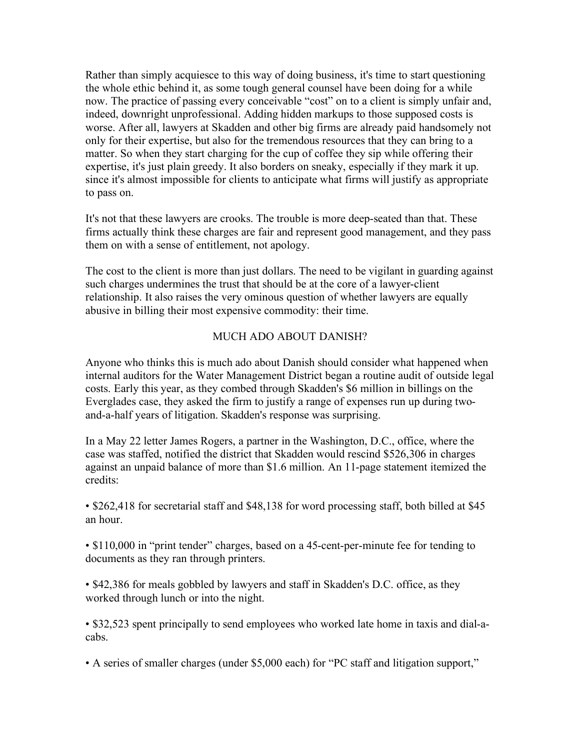Rather than simply acquiesce to this way of doing business, it's time to start questioning the whole ethic behind it, as some tough general counsel have been doing for a while now. The practice of passing every conceivable "cost" on to a client is simply unfair and, indeed, downright unprofessional. Adding hidden markups to those supposed costs is worse. After all, lawyers at Skadden and other big firms are already paid handsomely not only for their expertise, but also for the tremendous resources that they can bring to a matter. So when they start charging for the cup of coffee they sip while offering their expertise, it's just plain greedy. It also borders on sneaky, especially if they mark it up. since it's almost impossible for clients to anticipate what firms will justify as appropriate to pass on.

It's not that these lawyers are crooks. The trouble is more deep-seated than that. These firms actually think these charges are fair and represent good management, and they pass them on with a sense of entitlement, not apology.

The cost to the client is more than just dollars. The need to be vigilant in guarding against such charges undermines the trust that should be at the core of a lawyer-client relationship. It also raises the very ominous question of whether lawyers are equally abusive in billing their most expensive commodity: their time.

## MUCH ADO ABOUT DANISH?

Anyone who thinks this is much ado about Danish should consider what happened when internal auditors for the Water Management District began a routine audit of outside legal costs. Early this year, as they combed through Skadden's $6 million in billings on the Everglades case, they asked the firm to justify a range of expenses run up during two-and-a-half years of litigation. Skadden's response was surprising.

In a May 22 letter James Rogers, a partner in the Washington, D.C., office, where the case was staffed, notified the district that Skadden would rescind $526,306 in charges against an unpaid balance of more than $1.6 million. An 11-page statement itemized the credits:

- $262,418 for secretarial staff and $48,138 for word processing staff, both billed at $45 an hour.

- $110,000 in "print tender" charges, based on a 45-cent-per-minute fee for tending to documents as they ran through printers.

- $42,386 for meals gobbled by lawyers and staff in Skadden's D.C. office, as they worked through lunch or into the night.

- $32,523 spent principally to send employees who worked late home in taxis and dial-a-cabs.

- A series of smaller charges (under $5,000 each) for "PC staff and litigation support,"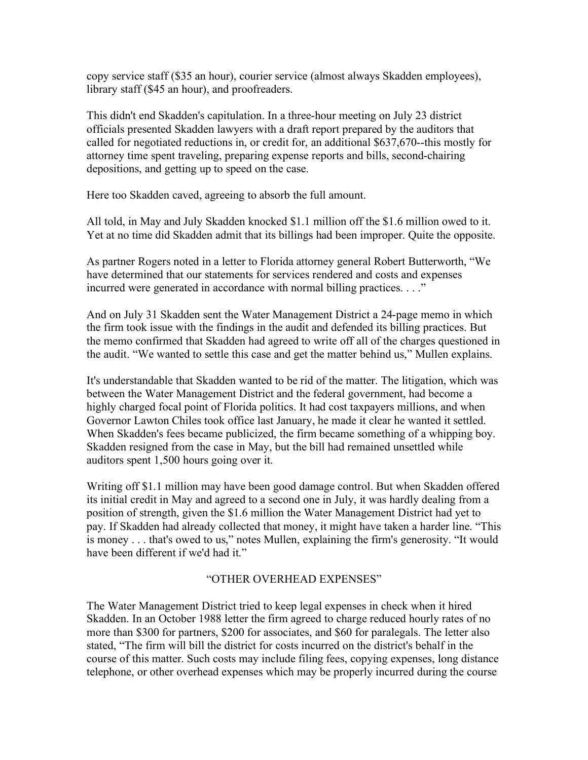copy service staff ($35 an hour), courier service (almost always Skadden employees), library staff ($45 an hour), and proofreaders.

This didn't end Skadden's capitulation. In a three-hour meeting on July 23 district officials presented Skadden lawyers with a draft report prepared by the auditors that called for negotiated reductions in, or credit for, an additional $637,670--this mostly for attorney time spent traveling, preparing expense reports and bills, second-chairing depositions, and getting up to speed on the case.

Here too Skadden caved, agreeing to absorb the full amount.

All told, in May and July Skadden knocked $1.1 million off the $1.6 million owed to it. Yet at no time did Skadden admit that its billings had been improper. Quite the opposite.

As partner Rogers noted in a letter to Florida attorney general Robert Butterworth, “We have determined that our statements for services rendered and costs and expenses incurred were generated in accordance with normal billing practices. . . .”

And on July 31 Skadden sent the Water Management District a 24-page memo in which the firm took issue with the findings in the audit and defended its billing practices. But the memo confirmed that Skadden had agreed to write off all of the charges questioned in the audit. “We wanted to settle this case and get the matter behind us,” Mullen explains.

It's understandable that Skadden wanted to be rid of the matter. The litigation, which was between the Water Management District and the federal government, had become a highly charged focal point of Florida politics. It had cost taxpayers millions, and when Governor Lawton Chiles took office last January, he made it clear he wanted it settled. When Skadden's fees became publicized, the firm became something of a whipping boy. Skadden resigned from the case in May, but the bill had remained unsettled while auditors spent 1,500 hours going over it.

Writing off $1.1 million may have been good damage control. But when Skadden offered its initial credit in May and agreed to a second one in July, it was hardly dealing from a position of strength, given the $1.6 million the Water Management District had yet to pay. If Skadden had already collected that money, it might have taken a harder line. “This is money . . . that's owed to us,” notes Mullen, explaining the firm's generosity. “It would have been different if we'd had it.”

## “OTHER OVERHEAD EXPENSES”

The Water Management District tried to keep legal expenses in check when it hired Skadden. In an October 1988 letter the firm agreed to charge reduced hourly rates of no more than $300 for partners, $200 for associates, and $60 for paralegals. The letter also stated, “The firm will bill the district for costs incurred on the district's behalf in the course of this matter. Such costs may include filing fees, copying expenses, long distance telephone, or other overhead expenses which may be properly incurred during the course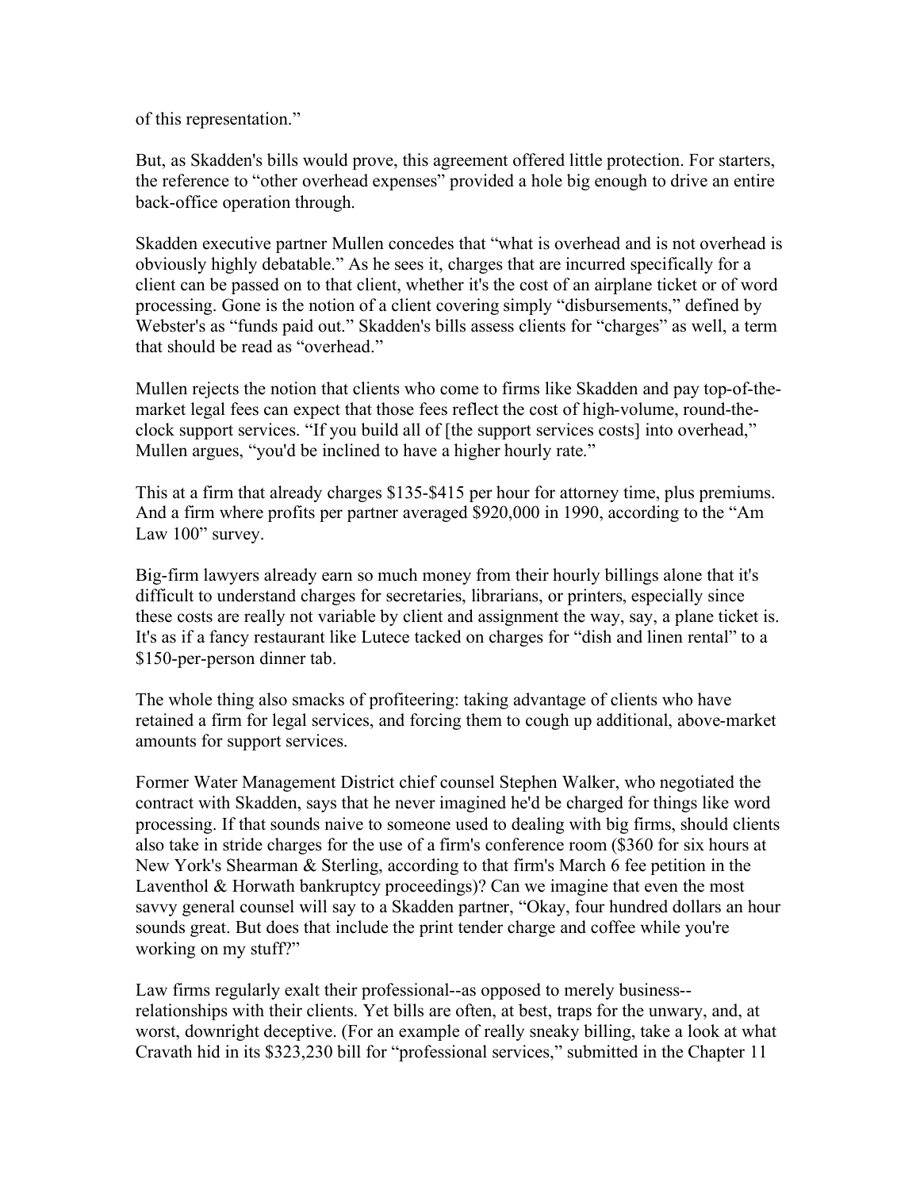of this representation."

But, as Skadden's bills would prove, this agreement offered little protection. For starters, the reference to "other overhead expenses" provided a hole big enough to drive an entire back-office operation through.

Skadden executive partner Mullen concedes that "what is overhead and is not overhead is obviously highly debatable." As he sees it, charges that are incurred specifically for a client can be passed on to that client, whether it's the cost of an airplane ticket or of word processing. Gone is the notion of a client covering simply "disbursements," defined by Webster's as "funds paid out." Skadden's bills assess clients for "charges" as well, a term that should be read as "overhead."

Mullen rejects the notion that clients who come to firms like Skadden and pay top-of-the-market legal fees can expect that those fees reflect the cost of high-volume, round-the-clock support services. "If you build all of [the support services costs] into overhead," Mullen argues, "you'd be inclined to have a higher hourly rate."

This at a firm that already charges $135-$415 per hour for attorney time, plus premiums. And a firm where profits per partner averaged $920,000 in 1990, according to the "Am Law 100" survey.

Big-firm lawyers already earn so much money from their hourly billings alone that it's difficult to understand charges for secretaries, librarians, or printers, especially since these costs are really not variable by client and assignment the way, say, a plane ticket is. It's as if a fancy restaurant like Lutece tacked on charges for "dish and linen rental" to a $150-per-person dinner tab.

The whole thing also smacks of profiteering: taking advantage of clients who have retained a firm for legal services, and forcing them to cough up additional, above-market amounts for support services.

Former Water Management District chief counsel Stephen Walker, who negotiated the contract with Skadden, says that he never imagined he'd be charged for things like word processing. If that sounds naive to someone used to dealing with big firms, should clients also take in stride charges for the use of a firm's conference room ($360 for six hours at New York's Shearman & Sterling, according to that firm's March 6 fee petition in the Laventhol & Horwath bankruptcy proceedings)? Can we imagine that even the most savvy general counsel will say to a Skadden partner, "Okay, four hundred dollars an hour sounds great. But does that include the print tender charge and coffee while you're working on my stuff?"

Law firms regularly exalt their professional--as opposed to merely business--relationships with their clients. Yet bills are often, at best, traps for the unwary, and, at worst, downright deceptive. (For an example of really sneaky billing, take a look at what Cravath hid in its $323,230 bill for "professional services," submitted in the Chapter 11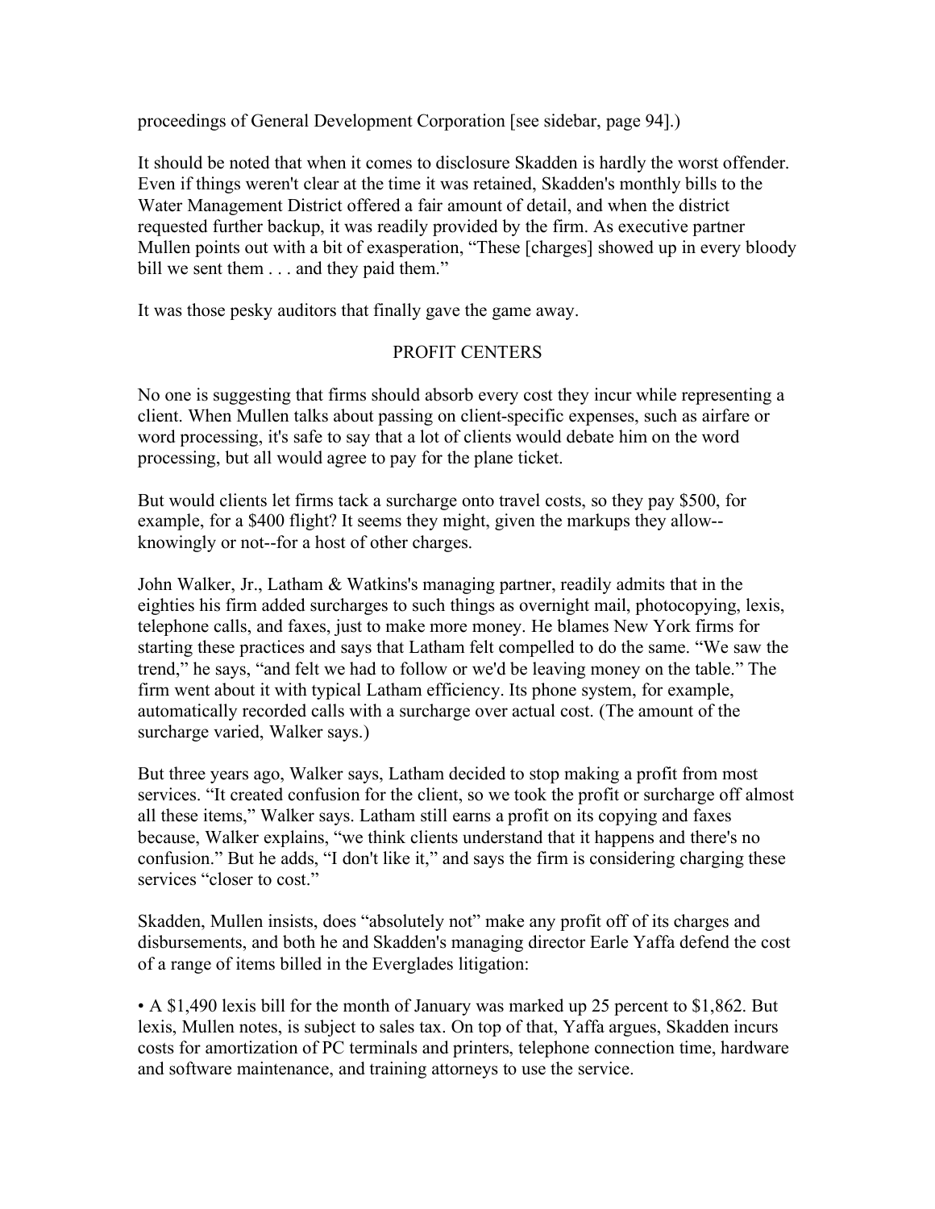proceedings of General Development Corporation [see sidebar, page 94].)

It should be noted that when it comes to disclosure Skadden is hardly the worst offender. Even if things weren't clear at the time it was retained, Skadden's monthly bills to the Water Management District offered a fair amount of detail, and when the district requested further backup, it was readily provided by the firm. As executive partner Mullen points out with a bit of exasperation, "These [charges] showed up in every bloody bill we sent them . . . and they paid them."

It was those pesky auditors that finally gave the game away.

## PROFIT CENTERS

No one is suggesting that firms should absorb every cost they incur while representing a client. When Mullen talks about passing on client-specific expenses, such as airfare or word processing, it's safe to say that a lot of clients would debate him on the word processing, but all would agree to pay for the plane ticket.

But would clients let firms tack a surcharge onto travel costs, so they pay $500, for example, for a $400 flight? It seems they might, given the markups they allow--knowingly or not--for a host of other charges.

John Walker, Jr., Latham & Watkins's managing partner, readily admits that in the eighties his firm added surcharges to such things as overnight mail, photocopying, lexis, telephone calls, and faxes, just to make more money. He blames New York firms for starting these practices and says that Latham felt compelled to do the same. "We saw the trend," he says, "and felt we had to follow or we'd be leaving money on the table." The firm went about it with typical Latham efficiency. Its phone system, for example, automatically recorded calls with a surcharge over actual cost. (The amount of the surcharge varied, Walker says.)

But three years ago, Walker says, Latham decided to stop making a profit from most services. "It created confusion for the client, so we took the profit or surcharge off almost all these items," Walker says. Latham still earns a profit on its copying and faxes because, Walker explains, "we think clients understand that it happens and there's no confusion." But he adds, "I don't like it," and says the firm is considering charging these services "closer to cost."

Skadden, Mullen insists, does "absolutely not" make any profit off of its charges and disbursements, and both he and Skadden's managing director Earle Yaffa defend the cost of a range of items billed in the Everglades litigation:

- A $1,490 lexis bill for the month of January was marked up 25 percent to $1,862. But lexis, Mullen notes, is subject to sales tax. On top of that, Yaffa argues, Skadden incurs costs for amortization of PC terminals and printers, telephone connection time, hardware and software maintenance, and training attorneys to use the service.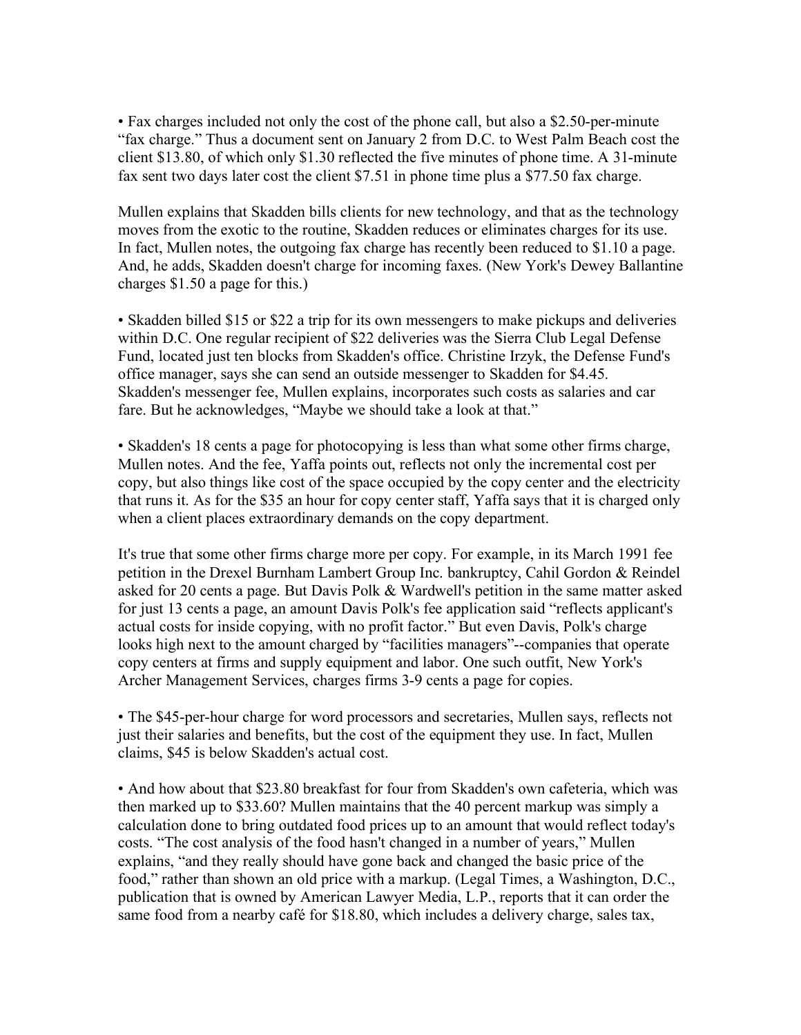• Fax charges included not only the cost of the phone call, but also a $2.50-per-minute "fax charge." Thus a document sent on January 2 from D.C. to West Palm Beach cost the client $13.80, of which only $1.30 reflected the five minutes of phone time. A 31-minute fax sent two days later cost the client $7.51 in phone time plus a $77.50 fax charge.

Mullen explains that Skadden bills clients for new technology, and that as the technology moves from the exotic to the routine, Skadden reduces or eliminates charges for its use. In fact, Mullen notes, the outgoing fax charge has recently been reduced to $1.10 a page. And, he adds, Skadden doesn't charge for incoming faxes. (New York's Dewey Ballantine charges $1.50 a page for this.)

• Skadden billed $15 or $22 a trip for its own messengers to make pickups and deliveries within D.C. One regular recipient of $22 deliveries was the Sierra Club Legal Defense Fund, located just ten blocks from Skadden's office. Christine Irzyk, the Defense Fund's office manager, says she can send an outside messenger to Skadden for $4.45. Skadden's messenger fee, Mullen explains, incorporates such costs as salaries and car fare. But he acknowledges, "Maybe we should take a look at that."

• Skadden's 18 cents a page for photocopying is less than what some other firms charge, Mullen notes. And the fee, Yaffa points out, reflects not only the incremental cost per copy, but also things like cost of the space occupied by the copy center and the electricity that runs it. As for the $35 an hour for copy center staff, Yaffa says that it is charged only when a client places extraordinary demands on the copy department.

It's true that some other firms charge more per copy. For example, in its March 1991 fee petition in the Drexel Burnham Lambert Group Inc. bankruptcy, Cahil Gordon & Reindel asked for 20 cents a page. But Davis Polk & Wardwell's petition in the same matter asked for just 13 cents a page, an amount Davis Polk's fee application said "reflects applicant's actual costs for inside copying, with no profit factor." But even Davis, Polk's charge looks high next to the amount charged by "facilities managers"--companies that operate copy centers at firms and supply equipment and labor. One such outfit, New York's Archer Management Services, charges firms 3-9 cents a page for copies.

• The $45-per-hour charge for word processors and secretaries, Mullen says, reflects not just their salaries and benefits, but the cost of the equipment they use. In fact, Mullen claims, $45 is below Skadden's actual cost.

• And how about that $23.80 breakfast for four from Skadden's own cafeteria, which was then marked up to $33.60? Mullen maintains that the 40 percent markup was simply a calculation done to bring outdated food prices up to an amount that would reflect today's costs. "The cost analysis of the food hasn't changed in a number of years," Mullen explains, "and they really should have gone back and changed the basic price of the food," rather than shown an old price with a markup. (Legal Times, a Washington, D.C., publication that is owned by American Lawyer Media, L.P., reports that it can order the same food from a nearby café for $18.80, which includes a delivery charge, sales tax,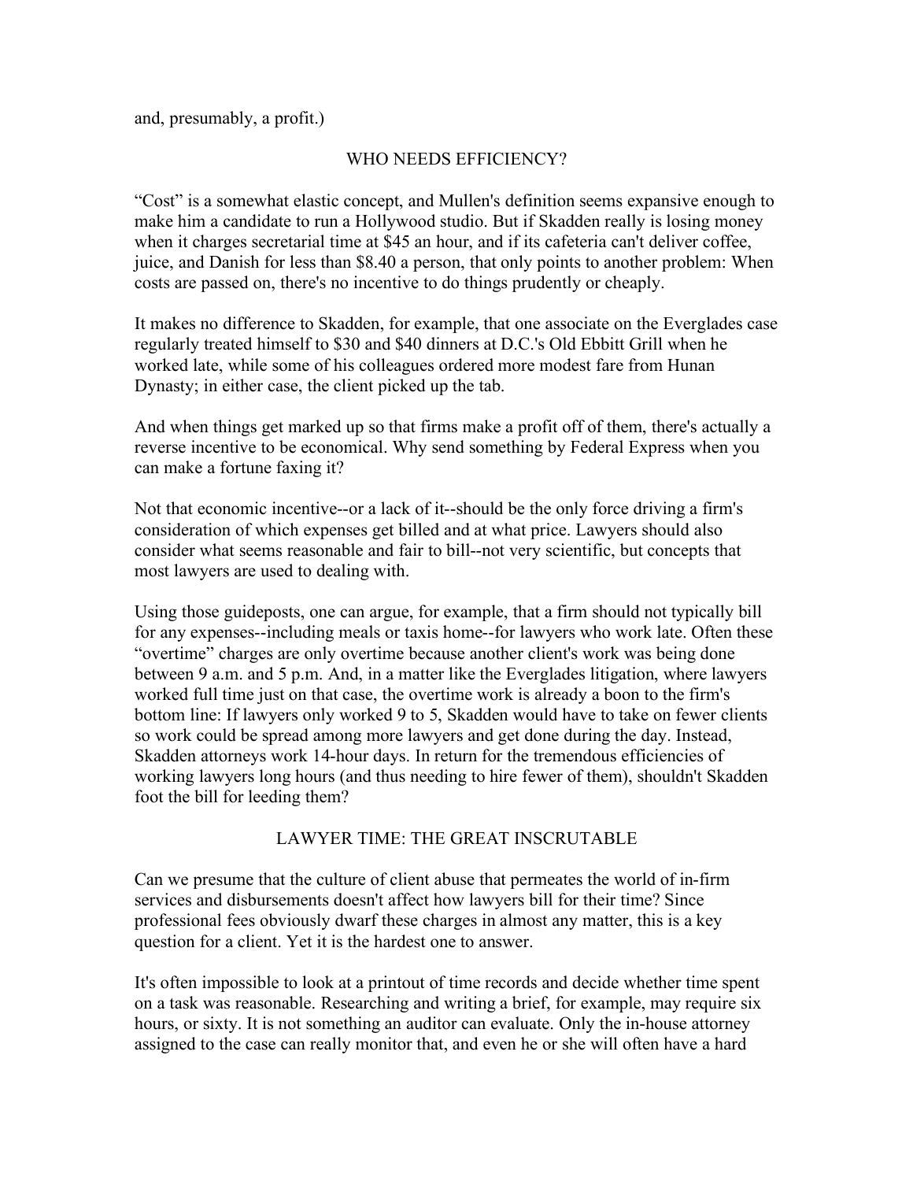and, presumably, a profit.)

## WHO NEEDS EFFICIENCY?

“Cost” is a somewhat elastic concept, and Mullen's definition seems expansive enough to make him a candidate to run a Hollywood studio. But if Skadden really is losing money when it charges secretarial time at $45 an hour, and if its cafeteria can't deliver coffee, juice, and Danish for less than $8.40 a person, that only points to another problem: When costs are passed on, there's no incentive to do things prudently or cheaply.

It makes no difference to Skadden, for example, that one associate on the Everglades case regularly treated himself to $30 and $40 dinners at D.C.'s Old Ebbitt Grill when he worked late, while some of his colleagues ordered more modest fare from Hunan Dynasty; in either case, the client picked up the tab.

And when things get marked up so that firms make a profit off of them, there's actually a reverse incentive to be economical. Why send something by Federal Express when you can make a fortune faxing it?

Not that economic incentive--or a lack of it--should be the only force driving a firm's consideration of which expenses get billed and at what price. Lawyers should also consider what seems reasonable and fair to bill--not very scientific, but concepts that most lawyers are used to dealing with.

Using those guideposts, one can argue, for example, that a firm should not typically bill for any expenses--including meals or taxis home--for lawyers who work late. Often these “overtime” charges are only overtime because another client's work was being done between 9 a.m. and 5 p.m. And, in a matter like the Everglades litigation, where lawyers worked full time just on that case, the overtime work is already a boon to the firm's bottom line: If lawyers only worked 9 to 5, Skadden would have to take on fewer clients so work could be spread among more lawyers and get done during the day. Instead, Skadden attorneys work 14-hour days. In return for the tremendous efficiencies of working lawyers long hours (and thus needing to hire fewer of them), shouldn't Skadden foot the bill for leeding them?

## LAWYER TIME: THE GREAT INSCRUTABLE

Can we presume that the culture of client abuse that permeates the world of in-firm services and disbursements doesn't affect how lawyers bill for their time? Since professional fees obviously dwarf these charges in almost any matter, this is a key question for a client. Yet it is the hardest one to answer.

It's often impossible to look at a printout of time records and decide whether time spent on a task was reasonable. Researching and writing a brief, for example, may require six hours, or sixty. It is not something an auditor can evaluate. Only the in-house attorney assigned to the case can really monitor that, and even he or she will often have a hard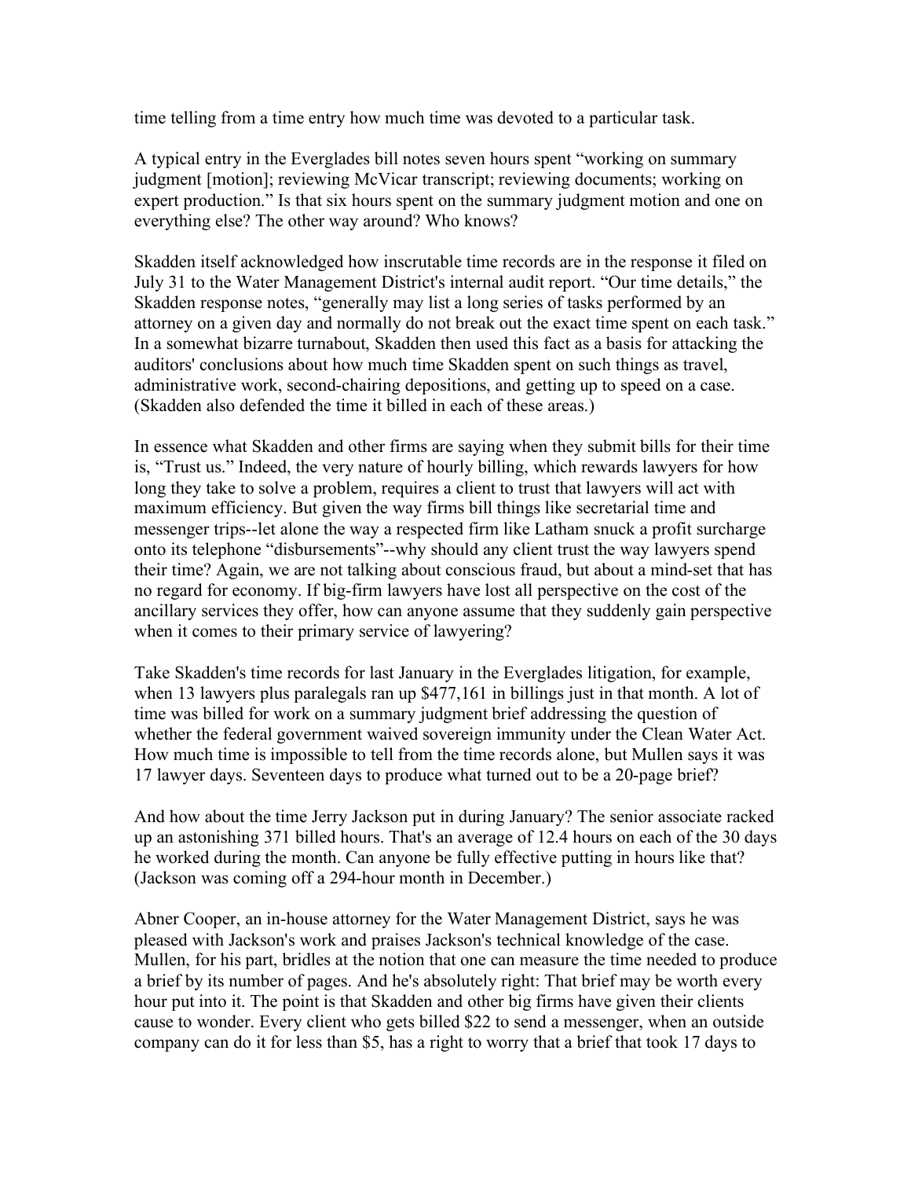time telling from a time entry how much time was devoted to a particular task.

A typical entry in the Everglades bill notes seven hours spent "working on summary judgment [motion]; reviewing McVicar transcript; reviewing documents; working on expert production." Is that six hours spent on the summary judgment motion and one on everything else? The other way around? Who knows?

Skadden itself acknowledged how inscrutable time records are in the response it filed on July 31 to the Water Management District's internal audit report. "Our time details," the Skadden response notes, "generally may list a long series of tasks performed by an attorney on a given day and normally do not break out the exact time spent on each task." In a somewhat bizarre turnabout, Skadden then used this fact as a basis for attacking the auditors' conclusions about how much time Skadden spent on such things as travel, administrative work, second-chairing depositions, and getting up to speed on a case. (Skadden also defended the time it billed in each of these areas.)

In essence what Skadden and other firms are saying when they submit bills for their time is, "Trust us." Indeed, the very nature of hourly billing, which rewards lawyers for how long they take to solve a problem, requires a client to trust that lawyers will act with maximum efficiency. But given the way firms bill things like secretarial time and messenger trips--let alone the way a respected firm like Latham snuck a profit surcharge onto its telephone "disbursements"--why should any client trust the way lawyers spend their time? Again, we are not talking about conscious fraud, but about a mind-set that has no regard for economy. If big-firm lawyers have lost all perspective on the cost of the ancillary services they offer, how can anyone assume that they suddenly gain perspective when it comes to their primary service of lawyering?

Take Skadden's time records for last January in the Everglades litigation, for example, when 13 lawyers plus paralegals ran up $477,161 in billings just in that month. A lot of time was billed for work on a summary judgment brief addressing the question of whether the federal government waived sovereign immunity under the Clean Water Act. How much time is impossible to tell from the time records alone, but Mullen says it was 17 lawyer days. Seventeen days to produce what turned out to be a 20-page brief?

And how about the time Jerry Jackson put in during January? The senior associate racked up an astonishing 371 billed hours. That's an average of 12.4 hours on each of the 30 days he worked during the month. Can anyone be fully effective putting in hours like that? (Jackson was coming off a 294-hour month in December.)

Abner Cooper, an in-house attorney for the Water Management District, says he was pleased with Jackson's work and praises Jackson's technical knowledge of the case. Mullen, for his part, bridles at the notion that one can measure the time needed to produce a brief by its number of pages. And he's absolutely right: That brief may be worth every hour put into it. The point is that Skadden and other big firms have given their clients cause to wonder. Every client who gets billed $22 to send a messenger, when an outside company can do it for less than $5, has a right to worry that a brief that took 17 days to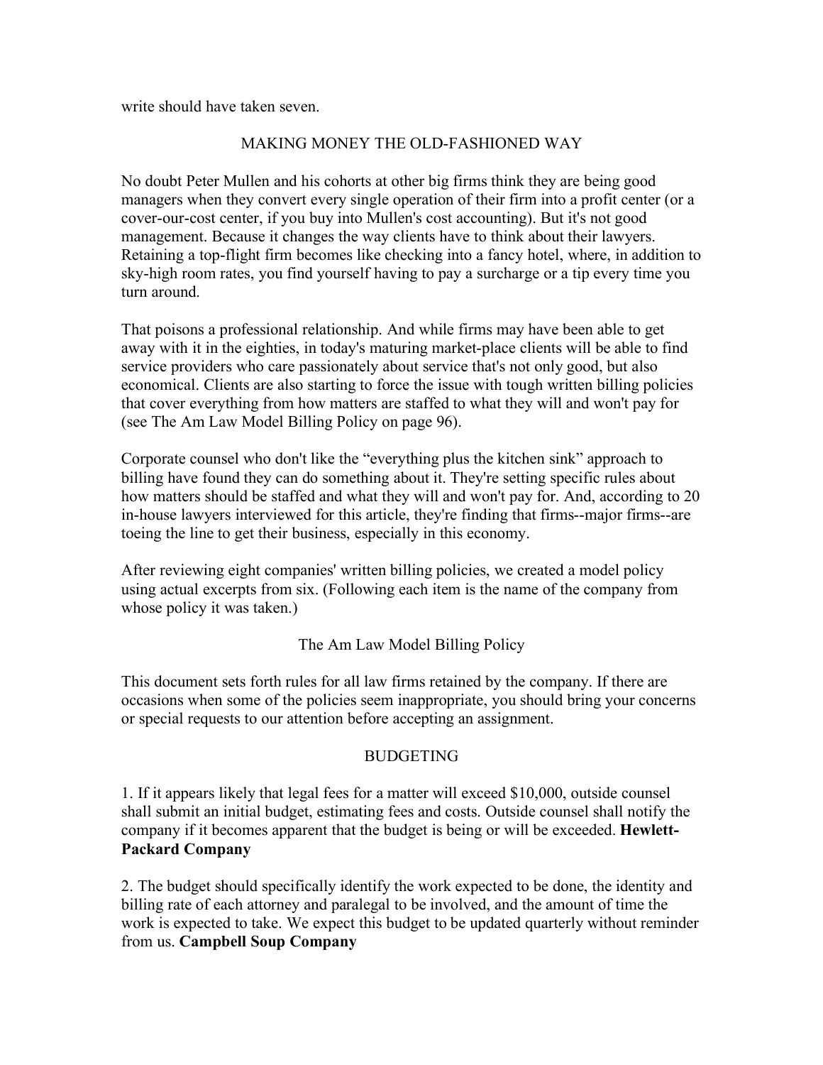write should have taken seven.

## MAKING MONEY THE OLD-FASHIONED WAY

No doubt Peter Mullen and his cohorts at other big firms think they are being good managers when they convert every single operation of their firm into a profit center (or a cover-our-cost center, if you buy into Mullen's cost accounting). But it's not good management. Because it changes the way clients have to think about their lawyers. Retaining a top-flight firm becomes like checking into a fancy hotel, where, in addition to sky-high room rates, you find yourself having to pay a surcharge or a tip every time you turn around.

That poisons a professional relationship. And while firms may have been able to get away with it in the eighties, in today's maturing market-place clients will be able to find service providers who care passionately about service that's not only good, but also economical. Clients are also starting to force the issue with tough written billing policies that cover everything from how matters are staffed to what they will and won't pay for (see The Am Law Model Billing Policy on page 96).

Corporate counsel who don't like the "everything plus the kitchen sink" approach to billing have found they can do something about it. They're setting specific rules about how matters should be staffed and what they will and won't pay for. And, according to 20 in-house lawyers interviewed for this article, they're finding that firms--major firms--are toeing the line to get their business, especially in this economy.

After reviewing eight companies' written billing policies, we created a model policy using actual excerpts from six. (Following each item is the name of the company from whose policy it was taken.)

## The Am Law Model Billing Policy

This document sets forth rules for all law firms retained by the company. If there are occasions when some of the policies seem inappropriate, you should bring your concerns or special requests to our attention before accepting an assignment.

### BUDGETING

1. If it appears likely that legal fees for a matter will exceed $10,000, outside counsel shall submit an initial budget, estimating fees and costs. Outside counsel shall notify the company if it becomes apparent that the budget is being or will be exceeded. **Hewlett-Packard Company**

2. The budget should specifically identify the work expected to be done, the identity and billing rate of each attorney and paralegal to be involved, and the amount of time the work is expected to take. We expect this budget to be updated quarterly without reminder from us. **Campbell Soup Company**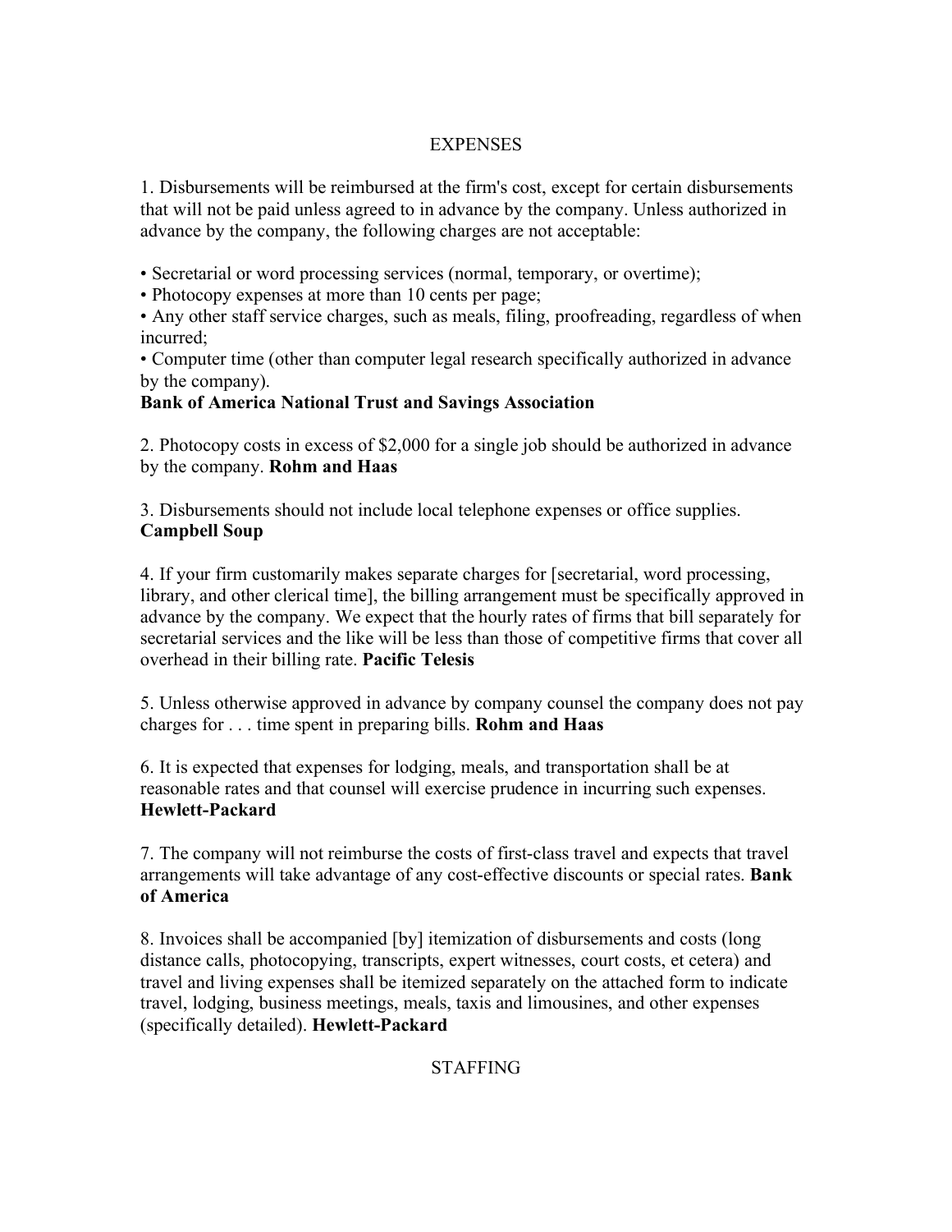## EXPENSES

1. Disbursements will be reimbursed at the firm's cost, except for certain disbursements that will not be paid unless agreed to in advance by the company. Unless authorized in advance by the company, the following charges are not acceptable:

- Secretarial or word processing services (normal, temporary, or overtime);
- Photocopy expenses at more than 10 cents per page;
- Any other staff service charges, such as meals, filing, proofreading, regardless of when incurred;
- Computer time (other than computer legal research specifically authorized in advance by the company).

**Bank of America National Trust and Savings Association**

2. Photocopy costs in excess of $2,000 for a single job should be authorized in advance by the company. **Rohm and Haas**

3. Disbursements should not include local telephone expenses or office supplies. **Campbell Soup**

4. If your firm customarily makes separate charges for [secretarial, word processing, library, and other clerical time], the billing arrangement must be specifically approved in advance by the company. We expect that the hourly rates of firms that bill separately for secretarial services and the like will be less than those of competitive firms that cover all overhead in their billing rate. **Pacific Telesis**

5. Unless otherwise approved in advance by company counsel the company does not pay charges for . . . time spent in preparing bills. **Rohm and Haas**

6. It is expected that expenses for lodging, meals, and transportation shall be at reasonable rates and that counsel will exercise prudence in incurring such expenses. **Hewlett-Packard**

7. The company will not reimburse the costs of first-class travel and expects that travel arrangements will take advantage of any cost-effective discounts or special rates. **Bank of America**

8. Invoices shall be accompanied [by] itemization of disbursements and costs (long distance calls, photocopying, transcripts, expert witnesses, court costs, et cetera) and travel and living expenses shall be itemized separately on the attached form to indicate travel, lodging, business meetings, meals, taxis and limousines, and other expenses (specifically detailed). **Hewlett-Packard**

## STAFFING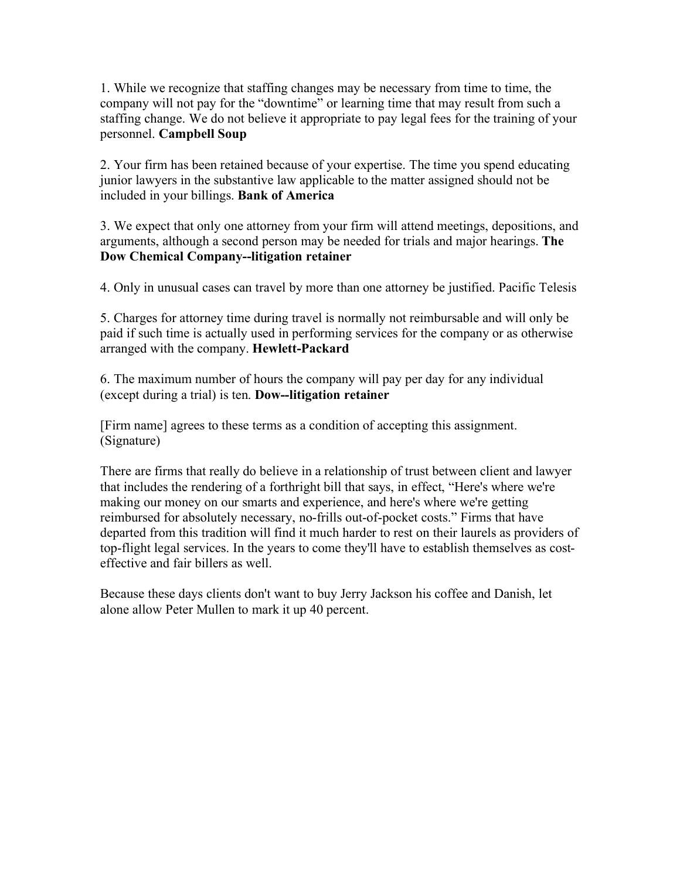1. While we recognize that staffing changes may be necessary from time to time, the company will not pay for the "downtime" or learning time that may result from such a staffing change. We do not believe it appropriate to pay legal fees for the training of your personnel. **Campbell Soup**

2. Your firm has been retained because of your expertise. The time you spend educating junior lawyers in the substantive law applicable to the matter assigned should not be included in your billings. **Bank of America**

3. We expect that only one attorney from your firm will attend meetings, depositions, and arguments, although a second person may be needed for trials and major hearings. **The Dow Chemical Company--litigation retainer**

4. Only in unusual cases can travel by more than one attorney be justified. Pacific Telesis

5. Charges for attorney time during travel is normally not reimbursable and will only be paid if such time is actually used in performing services for the company or as otherwise arranged with the company. **Hewlett-Packard**

6. The maximum number of hours the company will pay per day for any individual (except during a trial) is ten. **Dow--litigation retainer**

[Firm name] agrees to these terms as a condition of accepting this assignment.
(Signature)

There are firms that really do believe in a relationship of trust between client and lawyer that includes the rendering of a forthright bill that says, in effect, "Here's where we're making our money on our smarts and experience, and here's where we're getting reimbursed for absolutely necessary, no-frills out-of-pocket costs." Firms that have departed from this tradition will find it much harder to rest on their laurels as providers of top-flight legal services. In the years to come they'll have to establish themselves as cost-effective and fair billers as well.

Because these days clients don't want to buy Jerry Jackson his coffee and Danish, let alone allow Peter Mullen to mark it up 40 percent.